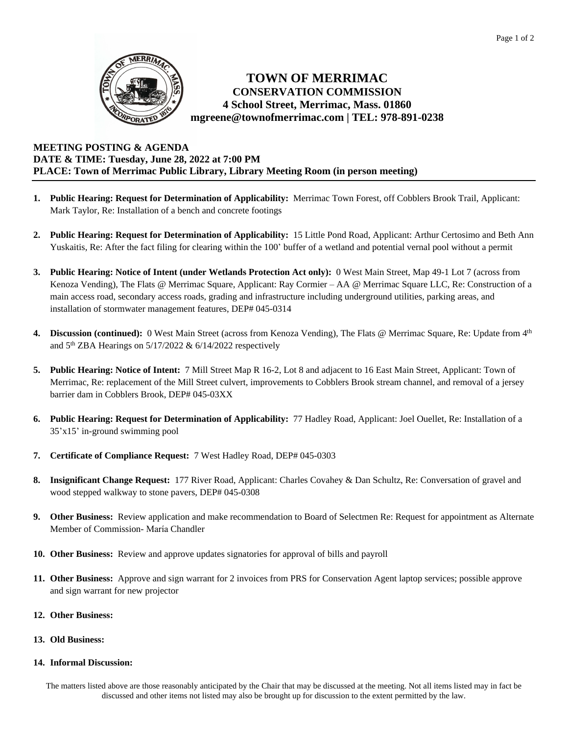# TOWN OF MERRIMAC
## CONSERVATION COMMISSION
**4 School Street, Merrimac, Mass. 01860**
**mgreene@townofmerrimac.com | TEL: 978-891-0238**

**MEETING POSTING & AGENDA**
**DATE & TIME: Tuesday, June 28, 2022 at 7:00 PM**
**PLACE: Town of Merrimac Public Library, Library Meeting Room (in person meeting)**

---

1. **Public Hearing: Request for Determination of Applicability:** Merrimac Town Forest, off Cobblers Brook Trail, Applicant: Mark Taylor, Re: Installation of a bench and concrete footings

2. **Public Hearing: Request for Determination of Applicability:** 15 Little Pond Road, Applicant: Arthur Certosimo and Beth Ann Yuskaitis, Re: After the fact filing for clearing within the 100' buffer of a wetland and potential vernal pool without a permit

3. **Public Hearing: Notice of Intent (under Wetlands Protection Act only):** 0 West Main Street, Map 49-1 Lot 7 (across from Kenoza Vending), The Flats @ Merrimac Square, Applicant: Ray Cormier – AA @ Merrimac Square LLC, Re: Construction of a main access road, secondary access roads, grading and infrastructure including underground utilities, parking areas, and installation of stormwater management features, DEP# 045-0314

4. **Discussion (continued):** 0 West Main Street (across from Kenoza Vending), The Flats @ Merrimac Square, Re: Update from 4th and 5th ZBA Hearings on 5/17/2022 & 6/14/2022 respectively

5. **Public Hearing: Notice of Intent:** 7 Mill Street Map R 16-2, Lot 8 and adjacent to 16 East Main Street, Applicant: Town of Merrimac, Re: replacement of the Mill Street culvert, improvements to Cobblers Brook stream channel, and removal of a jersey barrier dam in Cobblers Brook, DEP# 045-03XX

6. **Public Hearing: Request for Determination of Applicability:** 77 Hadley Road, Applicant: Joel Ouellet, Re: Installation of a 35'x15' in-ground swimming pool

7. **Certificate of Compliance Request:** 7 West Hadley Road, DEP# 045-0303

8. **Insignificant Change Request:** 177 River Road, Applicant: Charles Covahey & Dan Schultz, Re: Conversation of gravel and wood stepped walkway to stone pavers, DEP# 045-0308

9. **Other Business:** Review application and make recommendation to Board of Selectmen Re: Request for appointment as Alternate Member of Commission- María Chandler

10. **Other Business:** Review and approve updates signatories for approval of bills and payroll

11. **Other Business:** Approve and sign warrant for 2 invoices from PRS for Conservation Agent laptop services; possible approve and sign warrant for new projector

12. **Other Business:**

13. **Old Business:**

14. **Informal Discussion:**

The matters listed above are those reasonably anticipated by the Chair that may be discussed at the meeting. Not all items listed may in fact be discussed and other items not listed may also be brought up for discussion to the extent permitted by the law.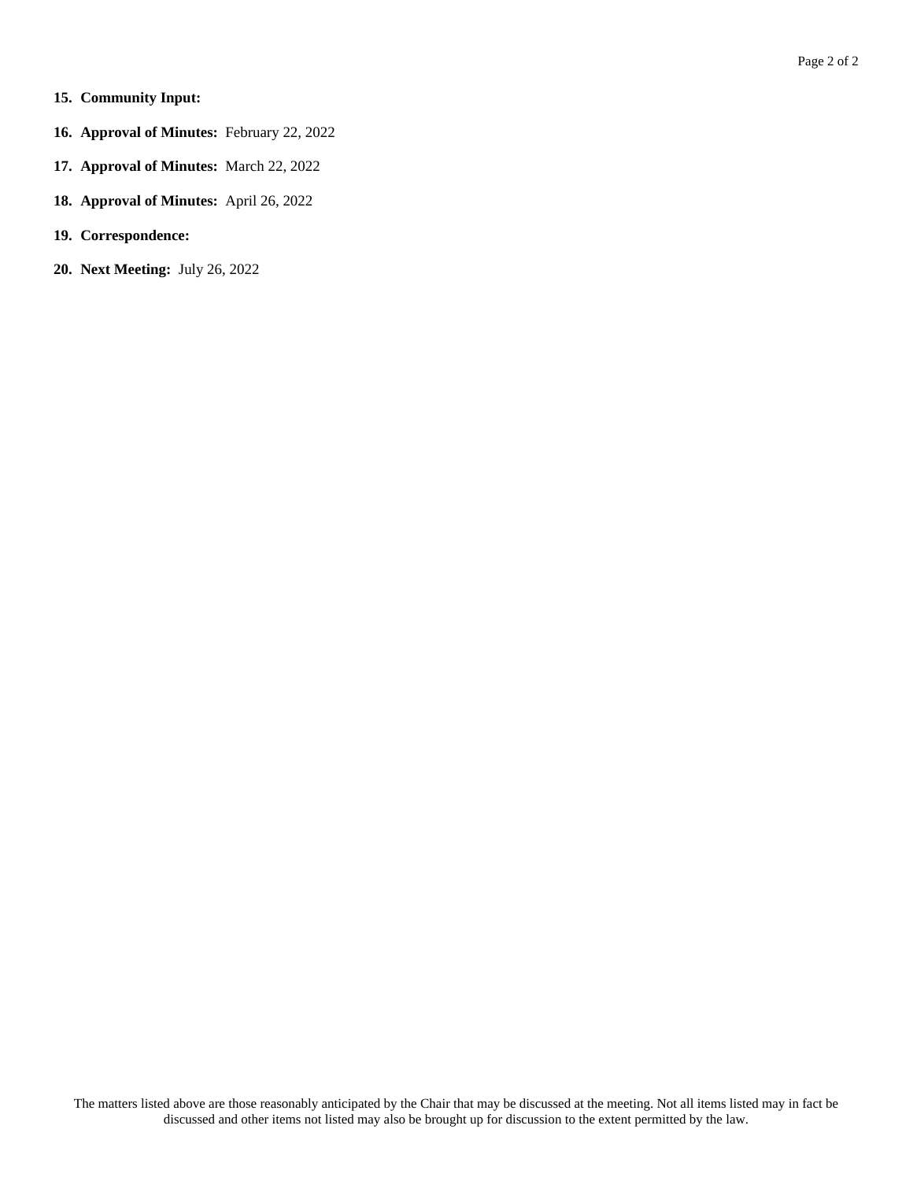15. **Community Input:**

16. **Approval of Minutes:** February 22, 2022

17. **Approval of Minutes:** March 22, 2022

18. **Approval of Minutes:** April 26, 2022

19. **Correspondence:**

20. **Next Meeting:** July 26, 2022

The matters listed above are those reasonably anticipated by the Chair that may be discussed at the meeting. Not all items listed may in fact be discussed and other items not listed may also be brought up for discussion to the extent permitted by the law.